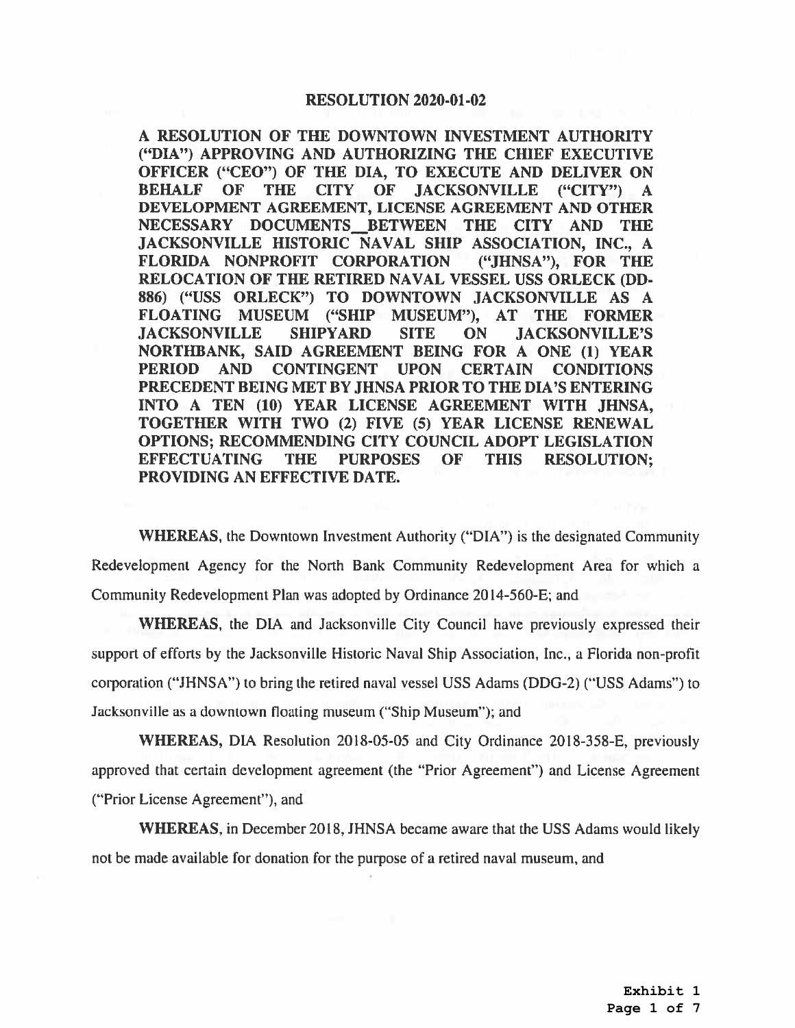**RESOLUTION 2020-01-02**

**A RESOLUTION OF THE DOWNTOWN INVESTMENT AUTHORITY ("DIA") APPROVING AND AUTHORIZING THE CHIEF EXECUTIVE OFFICER ("CEO") OF THE DIA, TO EXECUTE AND DELIVER ON BEHALF OF THE CITY OF JACKSONVILLE ("CITY") A DEVELOPMENT AGREEMENT, LICENSE AGREEMENT AND OTHER NECESSARY DOCUMENTS_BETWEEN THE CITY AND THE JACKSONVILLE HISTORIC NAVAL SHIP ASSOCIATION, INC., A FLORIDA NONPROFIT CORPORATION ("JHNSA"), FOR THE RELOCATION OF THE RETIRED NAVAL VESSEL USS ORLECK (DD-886) ("USS ORLECK") TO DOWNTOWN JACKSONVILLE AS A FLOATING MUSEUM ("SHIP MUSEUM"), AT THE FORMER JACKSONVILLE SHIPYARD SITE ON JACKSONVILLE'S NORTHBANK, SAID AGREEMENT BEING FOR A ONE (1) YEAR PERIOD AND CONTINGENT UPON CERTAIN CONDITIONS PRECEDENT BEING MET BY JHNSA PRIOR TO THE DIA'S ENTERING INTO A TEN (10) YEAR LICENSE AGREEMENT WITH JHNSA, TOGETHER WITH TWO (2) FIVE (5) YEAR LICENSE RENEWAL OPTIONS; RECOMMENDING CITY COUNCIL ADOPT LEGISLATION EFFECTUATING THE PURPOSES OF THIS RESOLUTION; PROVIDING AN EFFECTIVE DATE.**

**WHEREAS**, the Downtown Investment Authority ("DIA") is the designated Community Redevelopment Agency for the North Bank Community Redevelopment Area for which a Community Redevelopment Plan was adopted by Ordinance 2014-560-E; and

**WHEREAS**, the DIA and Jacksonville City Council have previously expressed their support of efforts by the Jacksonville Historic Naval Ship Association, Inc., a Florida non-profit corporation ("JHNSA") to bring the retired naval vessel USS Adams (DDG-2) ("USS Adams") to Jacksonville as a downtown floating museum ("Ship Museum"); and

**WHEREAS,** DIA Resolution 2018-05-05 and City Ordinance 2018-358-E, previously approved that certain development agreement (the "Prior Agreement") and License Agreement ("Prior License Agreement"), and

**WHEREAS**, in December 2018, JHNSA became aware that the USS Adams would likely not be made available for donation for the purpose of a retired naval museum, and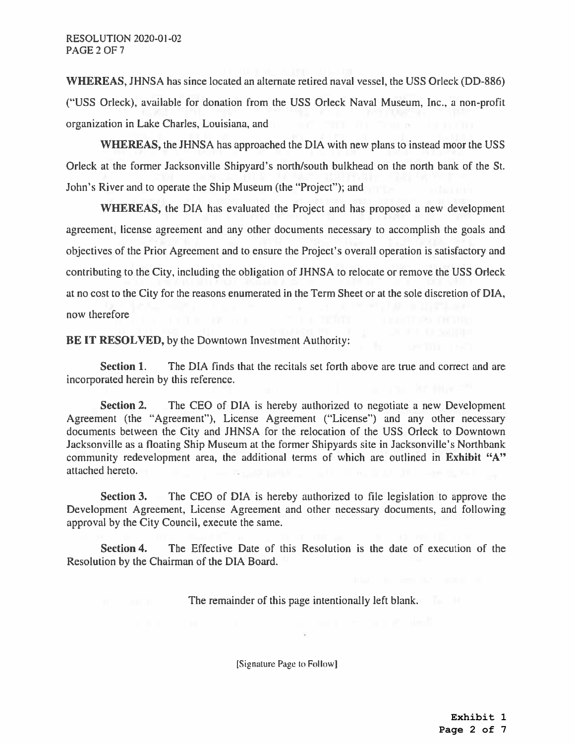**WHEREAS,** JHNSA has since located an alternate retired naval vessel, the USS Orleck (DD-886) ("USS Orleck), available for donation from the USS Orleck Naval Museum, Inc., a non-profit organization in Lake Charles, Louisiana, and

**WHEREAS,** the JHNSA has approached the DIA with new plans to instead moor the USS Orleck at the former Jacksonville Shipyard's north/south bulkhead on the north bank of the St. John's River and to operate the Ship Museum (the "Project"); and

**WHEREAS,** the DIA has evaluated the Project and has proposed a new development agreement, license agreement and any other documents necessary to accomplish the goals and objectives of the Prior Agreement and to ensure the Project's overall operation is satisfactory and contributing to the City, including the obligation of JHNSA to relocate or remove the USS Orleck at no cost to the City for the reasons enumerated in the Term Sheet or at the sole discretion of DIA, now therefore

**BE IT RESOLVED,** by the Downtown Investment Authority:

**Section 1.** The DIA finds that the recitals set forth above are true and correct and are incorporated herein by this reference.

**Section 2.** The CEO of DIA is hereby authorized to negotiate a new Development Agreement (the "Agreement"), License Agreement ("License") and any other necessary documents between the City and JHNSA for the relocation of the USS Orleck to Downtown Jacksonville as a floating Ship Museum at the former Shipyards site in Jacksonville's Northbank community redevelopment area, the additional terms of which are outlined in **Exhibit "A"** attached hereto.

**Section 3.** The CEO of DIA is hereby authorized to file legislation to approve the Development Agreement, License Agreement and other necessary documents, and following approval by the City Council, execute the same.

**Section 4.** The Effective Date of this Resolution is the date of execution of the Resolution by the Chairman of the DIA Board.

The remainder of this page intentionally left blank.

[Signature Page to Follow]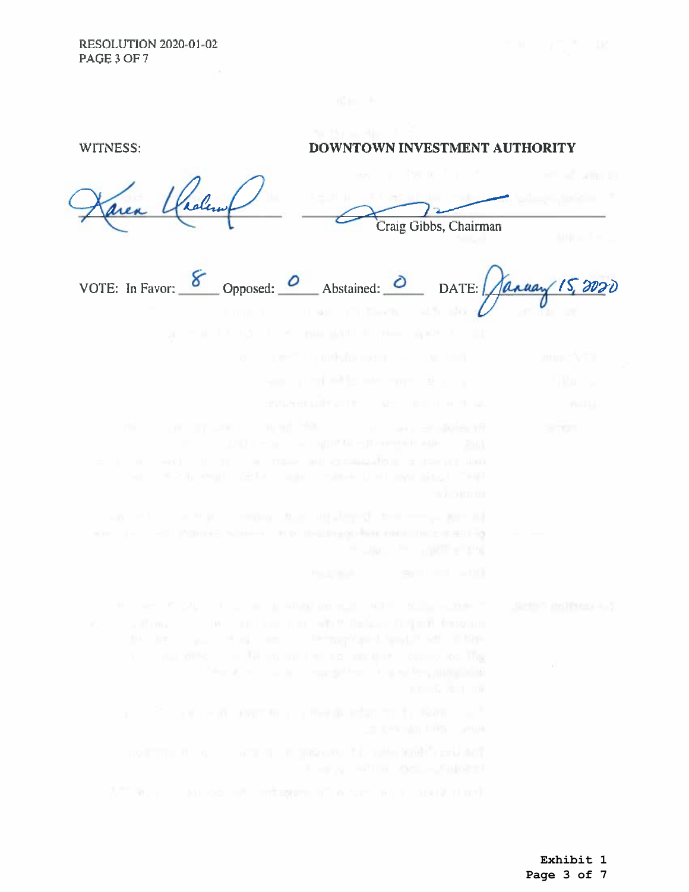WITNESS:

**DOWNTOWN INVESTMENT AUTHORITY**

Karen Underwood ________________________

________________________
Craig Gibbs, Chairman

VOTE: In Favor: 8 Opposed: 0 Abstained: 0 DATE: January 15, 2020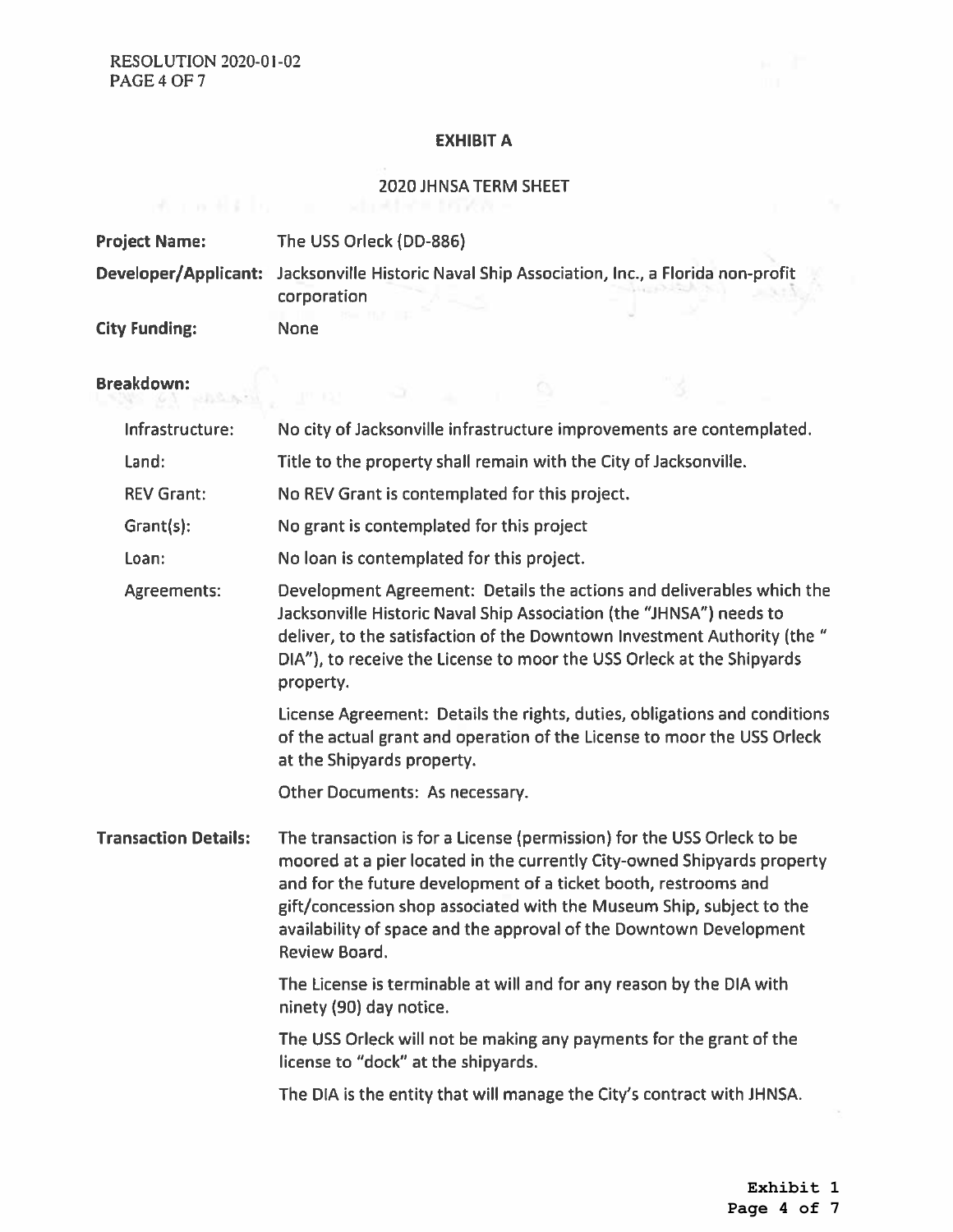## EXHIBIT A

### 2020 JHNSA TERM SHEET

**Project Name:** The USS Orleck (DD-886)

**Developer/Applicant:** Jacksonville Historic Naval Ship Association, Inc., a Florida non-profit corporation

**City Funding:** None

**Breakdown:**

- Infrastructure: No city of Jacksonville infrastructure improvements are contemplated.
- Land: Title to the property shall remain with the City of Jacksonville.
- REV Grant: No REV Grant is contemplated for this project.
- Grant(s): No grant is contemplated for this project
- Loan: No loan is contemplated for this project.
- Agreements: Development Agreement: Details the actions and deliverables which the Jacksonville Historic Naval Ship Association (the "JHNSA") needs to deliver, to the satisfaction of the Downtown Investment Authority (the " DIA"), to receive the License to moor the USS Orleck at the Shipyards property.

  License Agreement: Details the rights, duties, obligations and conditions of the actual grant and operation of the License to moor the USS Orleck at the Shipyards property.

  Other Documents: As necessary.

**Transaction Details:** The transaction is for a License (permission) for the USS Orleck to be moored at a pier located in the currently City-owned Shipyards property and for the future development of a ticket booth, restrooms and gift/concession shop associated with the Museum Ship, subject to the availability of space and the approval of the Downtown Development Review Board.

The License is terminable at will and for any reason by the DIA with ninety (90) day notice.

The USS Orleck will not be making any payments for the grant of the license to "dock" at the shipyards.

The DIA is the entity that will manage the City's contract with JHNSA.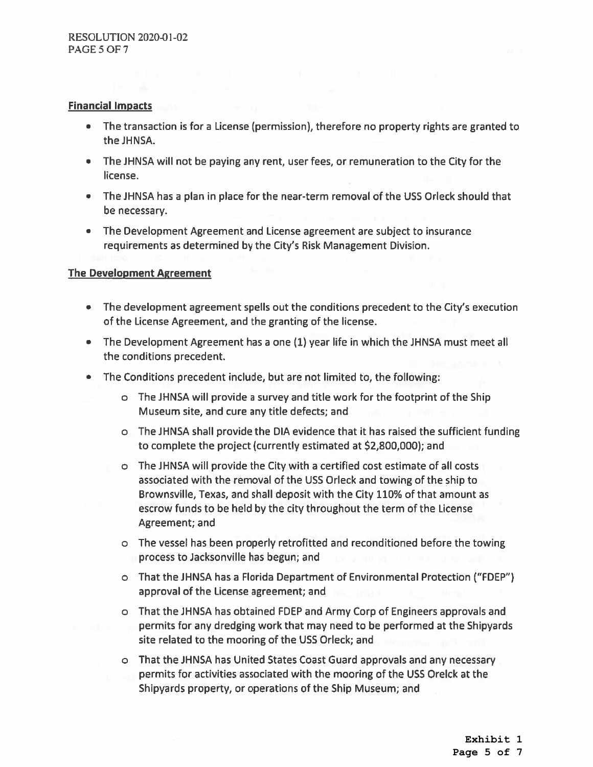**Financial Impacts**

- The transaction is for a License (permission), therefore no property rights are granted to the JHNSA.
- The JHNSA will not be paying any rent, user fees, or remuneration to the City for the license.
- The JHNSA has a plan in place for the near-term removal of the USS Orleck should that be necessary.
- The Development Agreement and License agreement are subject to insurance requirements as determined by the City's Risk Management Division.

**The Development Agreement**

- The development agreement spells out the conditions precedent to the City's execution of the License Agreement, and the granting of the license.
- The Development Agreement has a one (1) year life in which the JHNSA must meet all the conditions precedent.
- The Conditions precedent include, but are not limited to, the following:
  - The JHNSA will provide a survey and title work for the footprint of the Ship Museum site, and cure any title defects; and
  - The JHNSA shall provide the DIA evidence that it has raised the sufficient funding to complete the project (currently estimated at $2,800,000); and
  - The JHNSA will provide the City with a certified cost estimate of all costs associated with the removal of the USS Orleck and towing of the ship to Brownsville, Texas, and shall deposit with the City 110% of that amount as escrow funds to be held by the city throughout the term of the License Agreement; and
  - The vessel has been properly retrofitted and reconditioned before the towing process to Jacksonville has begun; and
  - That the JHNSA has a Florida Department of Environmental Protection ("FDEP") approval of the License agreement; and
  - That the JHNSA has obtained FDEP and Army Corp of Engineers approvals and permits for any dredging work that may need to be performed at the Shipyards site related to the mooring of the USS Orleck; and
  - That the JHNSA has United States Coast Guard approvals and any necessary permits for activities associated with the mooring of the USS Orelck at the Shipyards property, or operations of the Ship Museum; and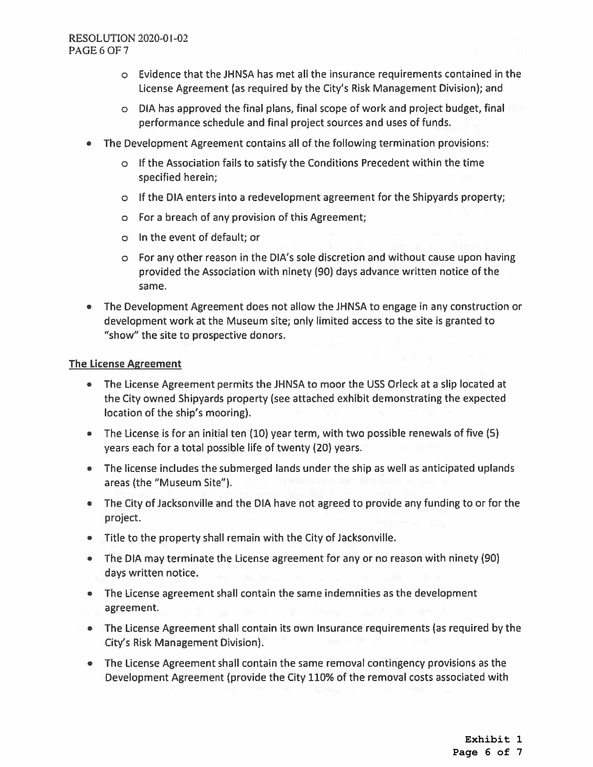- Evidence that the JHNSA has met all the insurance requirements contained in the License Agreement (as required by the City's Risk Management Division); and
  - DIA has approved the final plans, final scope of work and project budget, final performance schedule and final project sources and uses of funds.
- The Development Agreement contains all of the following termination provisions:
  - If the Association fails to satisfy the Conditions Precedent within the time specified herein;
  - If the DIA enters into a redevelopment agreement for the Shipyards property;
  - For a breach of any provision of this Agreement;
  - In the event of default; or
  - For any other reason in the DIA's sole discretion and without cause upon having provided the Association with ninety (90) days advance written notice of the same.
- The Development Agreement does not allow the JHNSA to engage in any construction or development work at the Museum site; only limited access to the site is granted to "show" the site to prospective donors.

**The License Agreement**

- The License Agreement permits the JHNSA to moor the USS Orleck at a slip located at the City owned Shipyards property (see attached exhibit demonstrating the expected location of the ship's mooring).
- The License is for an initial ten (10) year term, with two possible renewals of five (5) years each for a total possible life of twenty (20) years.
- The license includes the submerged lands under the ship as well as anticipated uplands areas (the "Museum Site").
- The City of Jacksonville and the DIA have not agreed to provide any funding to or for the project.
- Title to the property shall remain with the City of Jacksonville.
- The DIA may terminate the License agreement for any or no reason with ninety (90) days written notice.
- The License agreement shall contain the same indemnities as the development agreement.
- The License Agreement shall contain its own Insurance requirements (as required by the City's Risk Management Division).
- The License Agreement shall contain the same removal contingency provisions as the Development Agreement (provide the City 110% of the removal costs associated with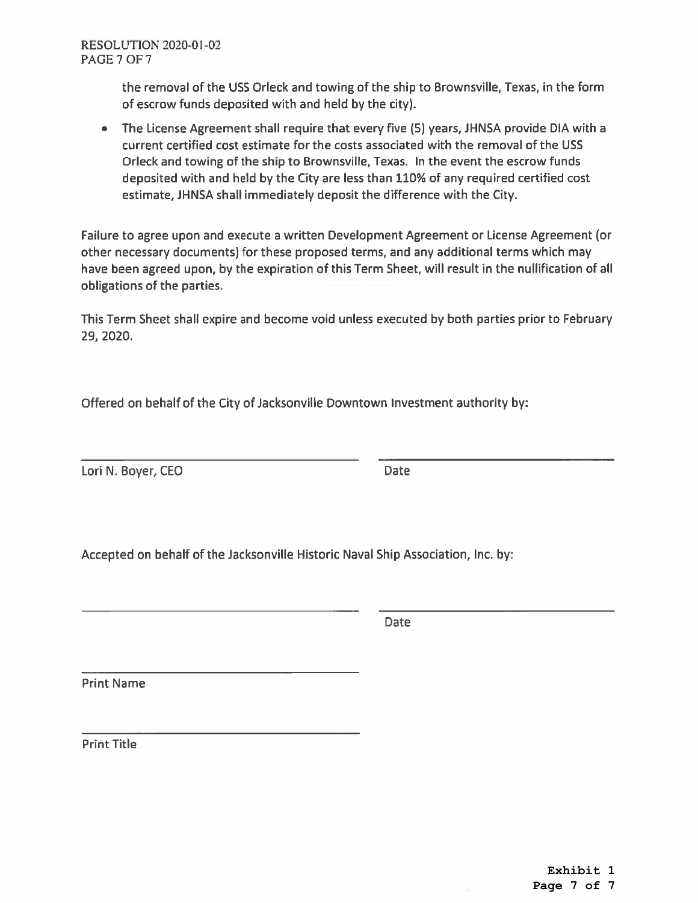the removal of the USS Orleck and towing of the ship to Brownsville, Texas, in the form of escrow funds deposited with and held by the city).

- The License Agreement shall require that every five (5) years, JHNSA provide DIA with a current certified cost estimate for the costs associated with the removal of the USS Orleck and towing of the ship to Brownsville, Texas. In the event the escrow funds deposited with and held by the City are less than 110% of any required certified cost estimate, JHNSA shall immediately deposit the difference with the City.

Failure to agree upon and execute a written Development Agreement or License Agreement (or other necessary documents) for these proposed terms, and any additional terms which may have been agreed upon, by the expiration of this Term Sheet, will result in the nullification of all obligations of the parties.

This Term Sheet shall expire and become void unless executed by both parties prior to February 29, 2020.

Offered on behalf of the City of Jacksonville Downtown Investment authority by:

\_\_\_\_\_\_\_\_\_\_\_\_\_\_\_\_\_\_\_\_\_\_\_\_\_\_\_\_ \_\_\_\_\_\_\_\_\_\_\_\_\_\_\_\_\_\_\_\_\_\_\_\_

Lori N. Boyer, CEO Date

Accepted on behalf of the Jacksonville Historic Naval Ship Association, Inc. by:

\_\_\_\_\_\_\_\_\_\_\_\_\_\_\_\_\_\_\_\_\_\_\_\_\_\_\_\_ \_\_\_\_\_\_\_\_\_\_\_\_\_\_\_\_\_\_\_\_\_\_\_\_

Date

\_\_\_\_\_\_\_\_\_\_\_\_\_\_\_\_\_\_\_\_\_\_\_\_\_\_\_\_

Print Name

\_\_\_\_\_\_\_\_\_\_\_\_\_\_\_\_\_\_\_\_\_\_\_\_\_\_\_\_

Print Title

**Exhibit 1**